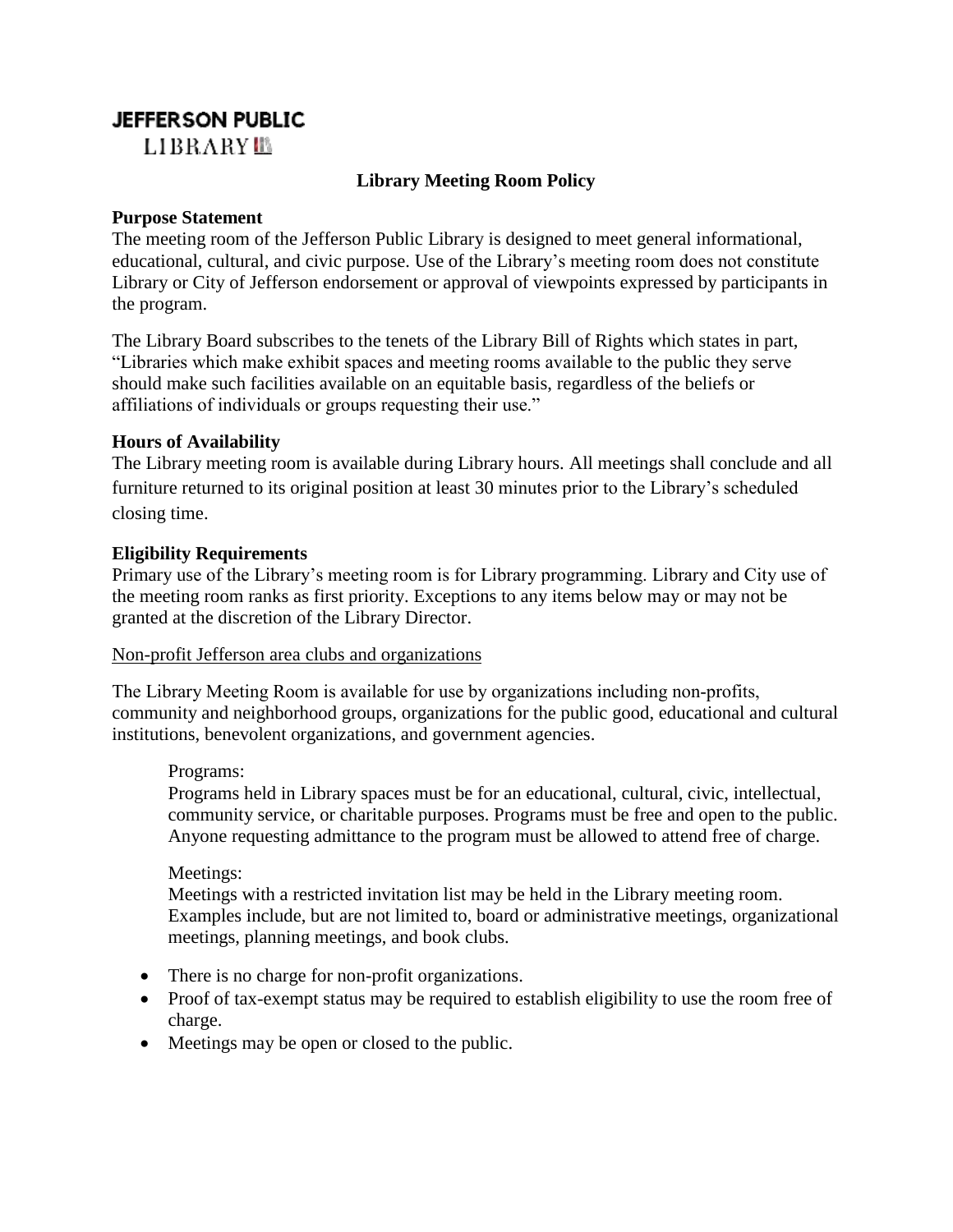**JEFFERSON PUBLIC**
**LIBRARY**

# Library Meeting Room Policy

## Purpose Statement

The meeting room of the Jefferson Public Library is designed to meet general informational, educational, cultural, and civic purpose. Use of the Library's meeting room does not constitute Library or City of Jefferson endorsement or approval of viewpoints expressed by participants in the program.

The Library Board subscribes to the tenets of the Library Bill of Rights which states in part, "Libraries which make exhibit spaces and meeting rooms available to the public they serve should make such facilities available on an equitable basis, regardless of the beliefs or affiliations of individuals or groups requesting their use."

## Hours of Availability

The Library meeting room is available during Library hours. All meetings shall conclude and all furniture returned to its original position at least 30 minutes prior to the Library's scheduled closing time.

## Eligibility Requirements

Primary use of the Library's meeting room is for Library programming. Library and City use of the meeting room ranks as first priority. Exceptions to any items below may or may not be granted at the discretion of the Library Director.

### Non-profit Jefferson area clubs and organizations

The Library Meeting Room is available for use by organizations including non-profits, community and neighborhood groups, organizations for the public good, educational and cultural institutions, benevolent organizations, and government agencies.

> Programs:
> Programs held in Library spaces must be for an educational, cultural, civic, intellectual, community service, or charitable purposes. Programs must be free and open to the public. Anyone requesting admittance to the program must be allowed to attend free of charge.
>
> Meetings:
> Meetings with a restricted invitation list may be held in the Library meeting room. Examples include, but are not limited to, board or administrative meetings, organizational meetings, planning meetings, and book clubs.

- There is no charge for non-profit organizations.
- Proof of tax-exempt status may be required to establish eligibility to use the room free of charge.
- Meetings may be open or closed to the public.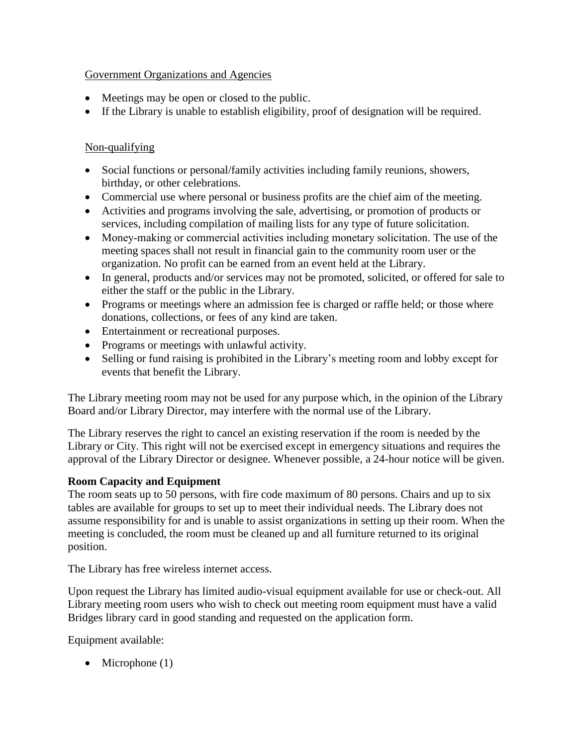Government Organizations and Agencies

- Meetings may be open or closed to the public.
- If the Library is unable to establish eligibility, proof of designation will be required.

Non-qualifying

- Social functions or personal/family activities including family reunions, showers, birthday, or other celebrations.
- Commercial use where personal or business profits are the chief aim of the meeting.
- Activities and programs involving the sale, advertising, or promotion of products or services, including compilation of mailing lists for any type of future solicitation.
- Money-making or commercial activities including monetary solicitation. The use of the meeting spaces shall not result in financial gain to the community room user or the organization. No profit can be earned from an event held at the Library.
- In general, products and/or services may not be promoted, solicited, or offered for sale to either the staff or the public in the Library.
- Programs or meetings where an admission fee is charged or raffle held; or those where donations, collections, or fees of any kind are taken.
- Entertainment or recreational purposes.
- Programs or meetings with unlawful activity.
- Selling or fund raising is prohibited in the Library's meeting room and lobby except for events that benefit the Library.

The Library meeting room may not be used for any purpose which, in the opinion of the Library Board and/or Library Director, may interfere with the normal use of the Library.

The Library reserves the right to cancel an existing reservation if the room is needed by the Library or City. This right will not be exercised except in emergency situations and requires the approval of the Library Director or designee. Whenever possible, a 24-hour notice will be given.

**Room Capacity and Equipment**

The room seats up to 50 persons, with fire code maximum of 80 persons. Chairs and up to six tables are available for groups to set up to meet their individual needs. The Library does not assume responsibility for and is unable to assist organizations in setting up their room. When the meeting is concluded, the room must be cleaned up and all furniture returned to its original position.

The Library has free wireless internet access.

Upon request the Library has limited audio-visual equipment available for use or check-out. All Library meeting room users who wish to check out meeting room equipment must have a valid Bridges library card in good standing and requested on the application form.

Equipment available:

- Microphone (1)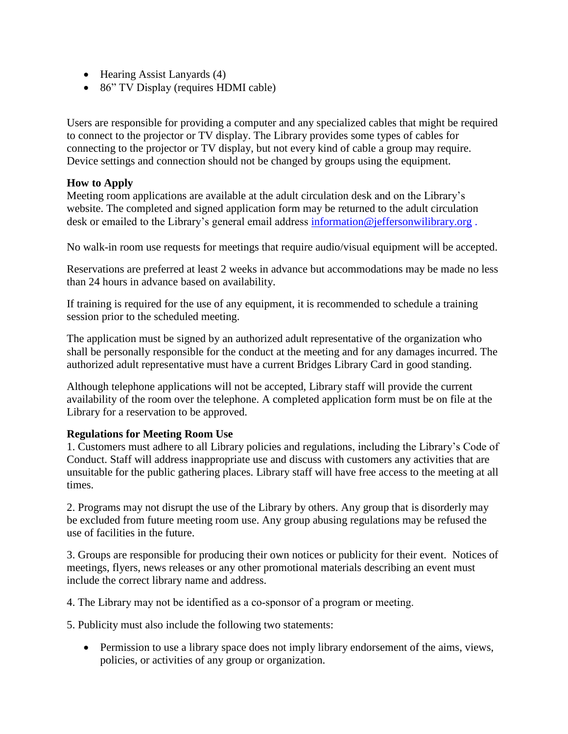- Hearing Assist Lanyards (4)
- 86" TV Display (requires HDMI cable)

Users are responsible for providing a computer and any specialized cables that might be required to connect to the projector or TV display. The Library provides some types of cables for connecting to the projector or TV display, but not every kind of cable a group may require. Device settings and connection should not be changed by groups using the equipment.

**How to Apply**

Meeting room applications are available at the adult circulation desk and on the Library's website. The completed and signed application form may be returned to the adult circulation desk or emailed to the Library's general email address information@jeffersonwilibrary.org .

No walk-in room use requests for meetings that require audio/visual equipment will be accepted.

Reservations are preferred at least 2 weeks in advance but accommodations may be made no less than 24 hours in advance based on availability.

If training is required for the use of any equipment, it is recommended to schedule a training session prior to the scheduled meeting.

The application must be signed by an authorized adult representative of the organization who shall be personally responsible for the conduct at the meeting and for any damages incurred. The authorized adult representative must have a current Bridges Library Card in good standing.

Although telephone applications will not be accepted, Library staff will provide the current availability of the room over the telephone. A completed application form must be on file at the Library for a reservation to be approved.

**Regulations for Meeting Room Use**

1. Customers must adhere to all Library policies and regulations, including the Library's Code of Conduct. Staff will address inappropriate use and discuss with customers any activities that are unsuitable for the public gathering places. Library staff will have free access to the meeting at all times.

2. Programs may not disrupt the use of the Library by others. Any group that is disorderly may be excluded from future meeting room use. Any group abusing regulations may be refused the use of facilities in the future.

3. Groups are responsible for producing their own notices or publicity for their event. Notices of meetings, flyers, news releases or any other promotional materials describing an event must include the correct library name and address.

4. The Library may not be identified as a co-sponsor of a program or meeting.

5. Publicity must also include the following two statements:

- Permission to use a library space does not imply library endorsement of the aims, views, policies, or activities of any group or organization.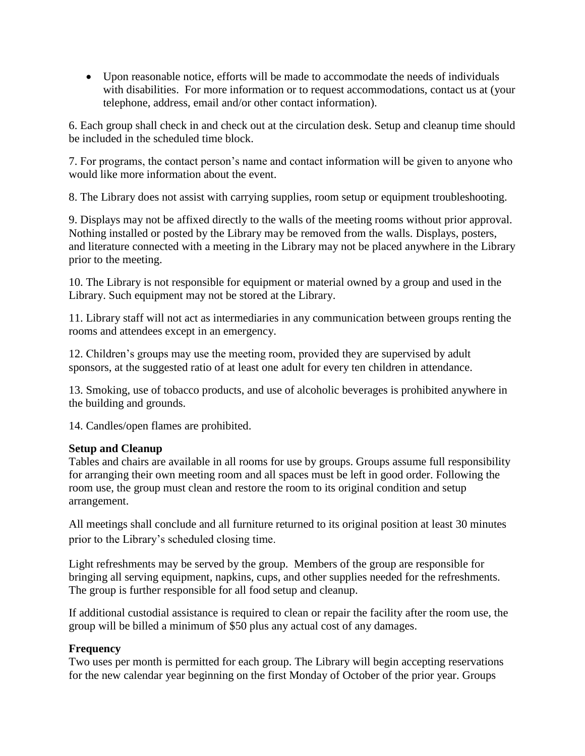- Upon reasonable notice, efforts will be made to accommodate the needs of individuals with disabilities. For more information or to request accommodations, contact us at (your telephone, address, email and/or other contact information).

6. Each group shall check in and check out at the circulation desk. Setup and cleanup time should be included in the scheduled time block.

7. For programs, the contact person's name and contact information will be given to anyone who would like more information about the event.

8. The Library does not assist with carrying supplies, room setup or equipment troubleshooting.

9. Displays may not be affixed directly to the walls of the meeting rooms without prior approval. Nothing installed or posted by the Library may be removed from the walls. Displays, posters, and literature connected with a meeting in the Library may not be placed anywhere in the Library prior to the meeting.

10. The Library is not responsible for equipment or material owned by a group and used in the Library. Such equipment may not be stored at the Library.

11. Library staff will not act as intermediaries in any communication between groups renting the rooms and attendees except in an emergency.

12. Children's groups may use the meeting room, provided they are supervised by adult sponsors, at the suggested ratio of at least one adult for every ten children in attendance.

13. Smoking, use of tobacco products, and use of alcoholic beverages is prohibited anywhere in the building and grounds.

14. Candles/open flames are prohibited.

**Setup and Cleanup**

Tables and chairs are available in all rooms for use by groups. Groups assume full responsibility for arranging their own meeting room and all spaces must be left in good order. Following the room use, the group must clean and restore the room to its original condition and setup arrangement.

All meetings shall conclude and all furniture returned to its original position at least 30 minutes prior to the Library's scheduled closing time.

Light refreshments may be served by the group. Members of the group are responsible for bringing all serving equipment, napkins, cups, and other supplies needed for the refreshments. The group is further responsible for all food setup and cleanup.

If additional custodial assistance is required to clean or repair the facility after the room use, the group will be billed a minimum of $50 plus any actual cost of any damages.

**Frequency**

Two uses per month is permitted for each group. The Library will begin accepting reservations for the new calendar year beginning on the first Monday of October of the prior year. Groups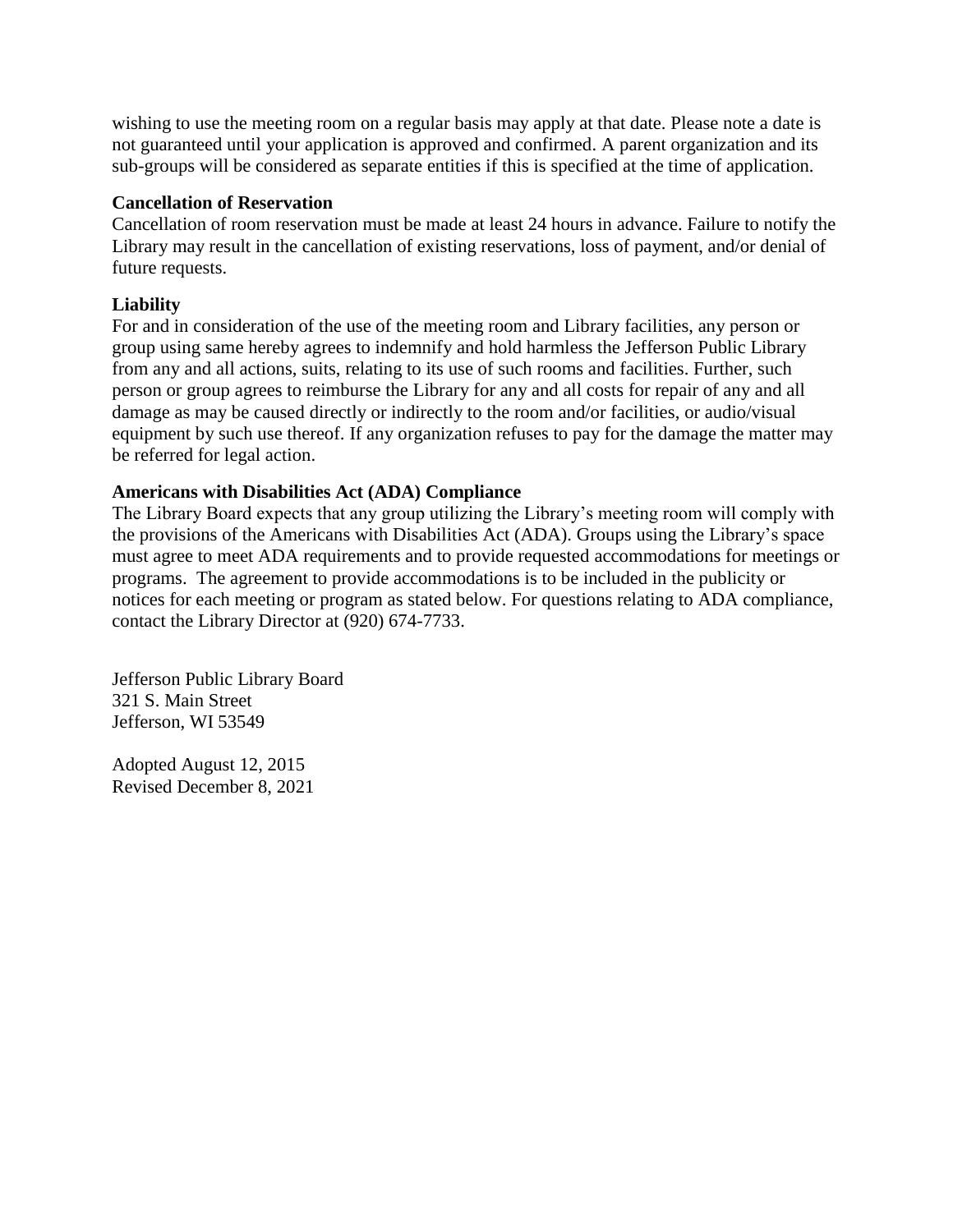wishing to use the meeting room on a regular basis may apply at that date. Please note a date is not guaranteed until your application is approved and confirmed. A parent organization and its sub-groups will be considered as separate entities if this is specified at the time of application.

**Cancellation of Reservation**

Cancellation of room reservation must be made at least 24 hours in advance. Failure to notify the Library may result in the cancellation of existing reservations, loss of payment, and/or denial of future requests.

**Liability**

For and in consideration of the use of the meeting room and Library facilities, any person or group using same hereby agrees to indemnify and hold harmless the Jefferson Public Library from any and all actions, suits, relating to its use of such rooms and facilities. Further, such person or group agrees to reimburse the Library for any and all costs for repair of any and all damage as may be caused directly or indirectly to the room and/or facilities, or audio/visual equipment by such use thereof. If any organization refuses to pay for the damage the matter may be referred for legal action.

**Americans with Disabilities Act (ADA) Compliance**

The Library Board expects that any group utilizing the Library's meeting room will comply with the provisions of the Americans with Disabilities Act (ADA). Groups using the Library's space must agree to meet ADA requirements and to provide requested accommodations for meetings or programs. The agreement to provide accommodations is to be included in the publicity or notices for each meeting or program as stated below. For questions relating to ADA compliance, contact the Library Director at (920) 674-7733.

Jefferson Public Library Board
321 S. Main Street
Jefferson, WI 53549

Adopted August 12, 2015
Revised December 8, 2021